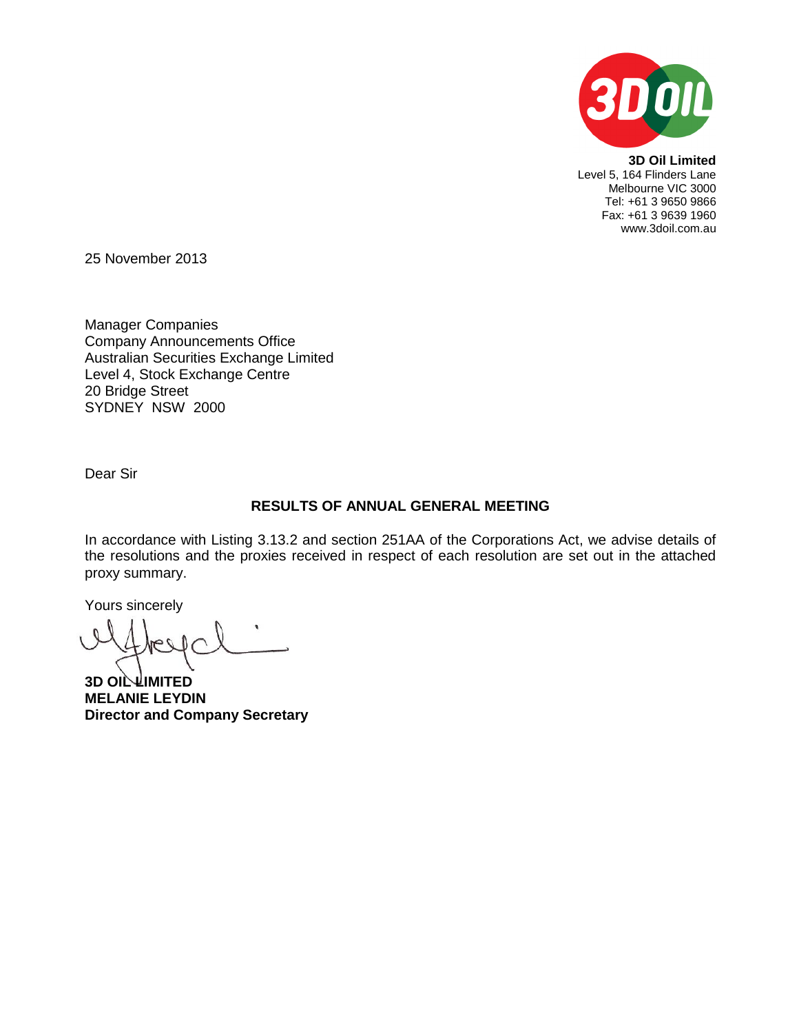**3D Oil Limited**
Level 5, 164 Flinders Lane
Melbourne VIC 3000
Tel: +61 3 9650 9866
Fax: +61 3 9639 1960
www.3doil.com.au

25 November 2013

Manager Companies
Company Announcements Office
Australian Securities Exchange Limited
Level 4, Stock Exchange Centre
20 Bridge Street
SYDNEY NSW 2000

Dear Sir

**RESULTS OF ANNUAL GENERAL MEETING**

In accordance with Listing 3.13.2 and section 251AA of the Corporations Act, we advise details of the resolutions and the proxies received in respect of each resolution are set out in the attached proxy summary.

Yours sincerely

**3D OIL LIMITED**
**MELANIE LEYDIN**
**Director and Company Secretary**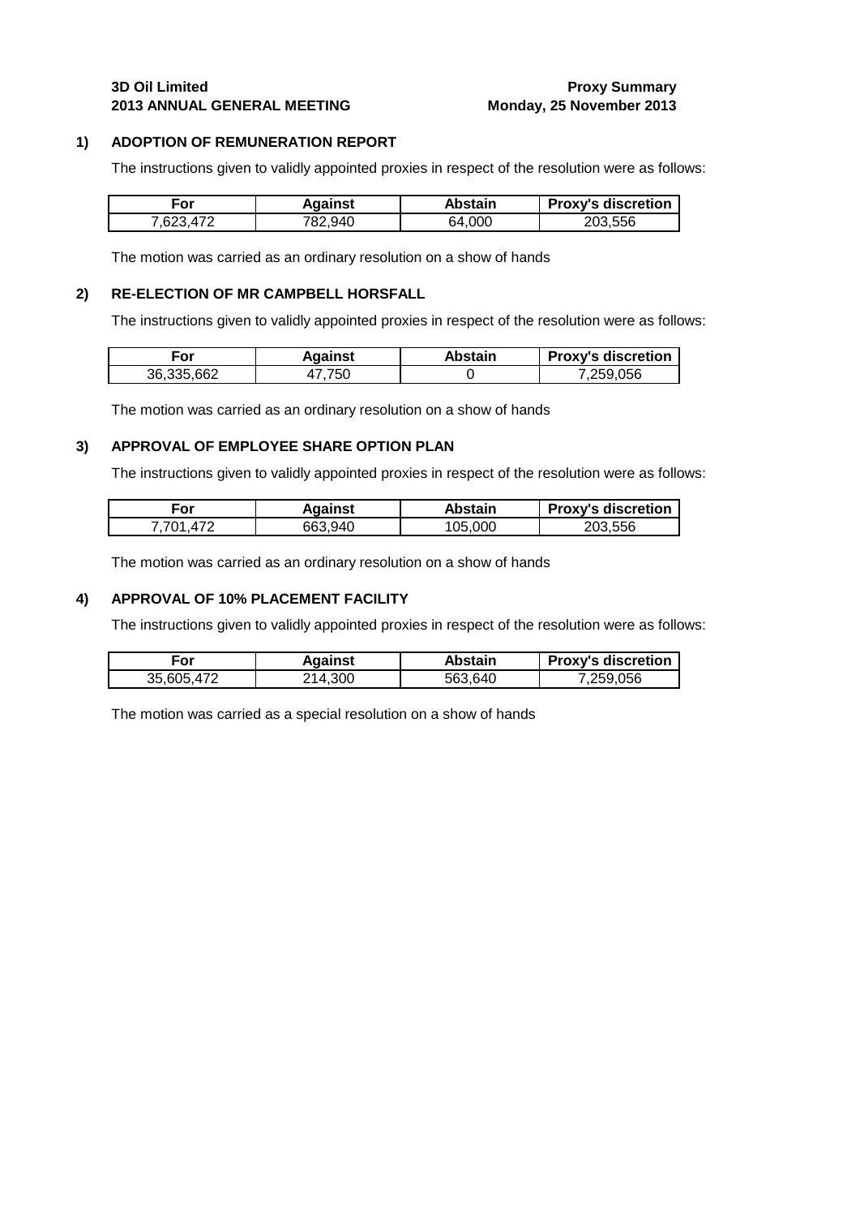**3D Oil Limited**
**2013 ANNUAL GENERAL MEETING**

**Proxy Summary**
**Monday, 25 November 2013**

### 1) ADOPTION OF REMUNERATION REPORT

The instructions given to validly appointed proxies in respect of the resolution were as follows:

| For | Against | Abstain | Proxy's discretion |
|---|---|---|---|
| 7,623,472 | 782,940 | 64,000 | 203,556 |

The motion was carried as an ordinary resolution on a show of hands

### 2) RE-ELECTION OF MR CAMPBELL HORSFALL

The instructions given to validly appointed proxies in respect of the resolution were as follows:

| For | Against | Abstain | Proxy's discretion |
|---|---|---|---|
| 36,335,662 | 47,750 | 0 | 7,259,056 |

The motion was carried as an ordinary resolution on a show of hands

### 3) APPROVAL OF EMPLOYEE SHARE OPTION PLAN

The instructions given to validly appointed proxies in respect of the resolution were as follows:

| For | Against | Abstain | Proxy's discretion |
|---|---|---|---|
| 7,701,472 | 663,940 | 105,000 | 203,556 |

The motion was carried as an ordinary resolution on a show of hands

### 4) APPROVAL OF 10% PLACEMENT FACILITY

The instructions given to validly appointed proxies in respect of the resolution were as follows:

| For | Against | Abstain | Proxy's discretion |
|---|---|---|---|
| 35,605,472 | 214,300 | 563,640 | 7,259,056 |

The motion was carried as a special resolution on a show of hands